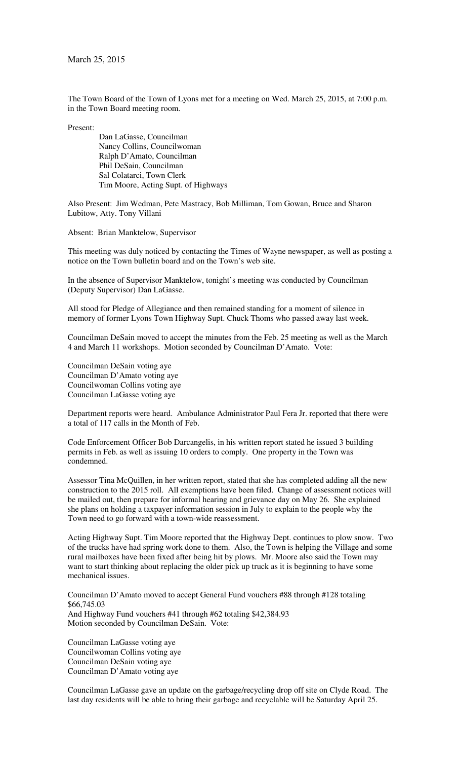March 25, 2015

The Town Board of the Town of Lyons met for a meeting on Wed. March 25, 2015, at 7:00 p.m. in the Town Board meeting room.

Present:

Dan LaGasse, Councilman
Nancy Collins, Councilwoman
Ralph D'Amato, Councilman
Phil DeSain, Councilman
Sal Colatarci, Town Clerk
Tim Moore, Acting Supt. of Highways

Also Present: Jim Wedman, Pete Mastracy, Bob Milliman, Tom Gowan, Bruce and Sharon Lubitow, Atty. Tony Villani

Absent: Brian Manktelow, Supervisor

This meeting was duly noticed by contacting the Times of Wayne newspaper, as well as posting a notice on the Town bulletin board and on the Town's web site.

In the absence of Supervisor Manktelow, tonight's meeting was conducted by Councilman (Deputy Supervisor) Dan LaGasse.

All stood for Pledge of Allegiance and then remained standing for a moment of silence in memory of former Lyons Town Highway Supt. Chuck Thoms who passed away last week.

Councilman DeSain moved to accept the minutes from the Feb. 25 meeting as well as the March 4 and March 11 workshops. Motion seconded by Councilman D'Amato. Vote:

Councilman DeSain voting aye
Councilman D'Amato voting aye
Councilwoman Collins voting aye
Councilman LaGasse voting aye

Department reports were heard. Ambulance Administrator Paul Fera Jr. reported that there were a total of 117 calls in the Month of Feb.

Code Enforcement Officer Bob Darcangelis, in his written report stated he issued 3 building permits in Feb. as well as issuing 10 orders to comply. One property in the Town was condemned.

Assessor Tina McQuillen, in her written report, stated that she has completed adding all the new construction to the 2015 roll. All exemptions have been filed. Change of assessment notices will be mailed out, then prepare for informal hearing and grievance day on May 26. She explained she plans on holding a taxpayer information session in July to explain to the people why the Town need to go forward with a town-wide reassessment.

Acting Highway Supt. Tim Moore reported that the Highway Dept. continues to plow snow. Two of the trucks have had spring work done to them. Also, the Town is helping the Village and some rural mailboxes have been fixed after being hit by plows. Mr. Moore also said the Town may want to start thinking about replacing the older pick up truck as it is beginning to have some mechanical issues.

Councilman D'Amato moved to accept General Fund vouchers #88 through #128 totaling $66,745.03
And Highway Fund vouchers #41 through #62 totaling $42,384.93
Motion seconded by Councilman DeSain. Vote:

Councilman LaGasse voting aye
Councilwoman Collins voting aye
Councilman DeSain voting aye
Councilman D'Amato voting aye

Councilman LaGasse gave an update on the garbage/recycling drop off site on Clyde Road. The last day residents will be able to bring their garbage and recyclable will be Saturday April 25.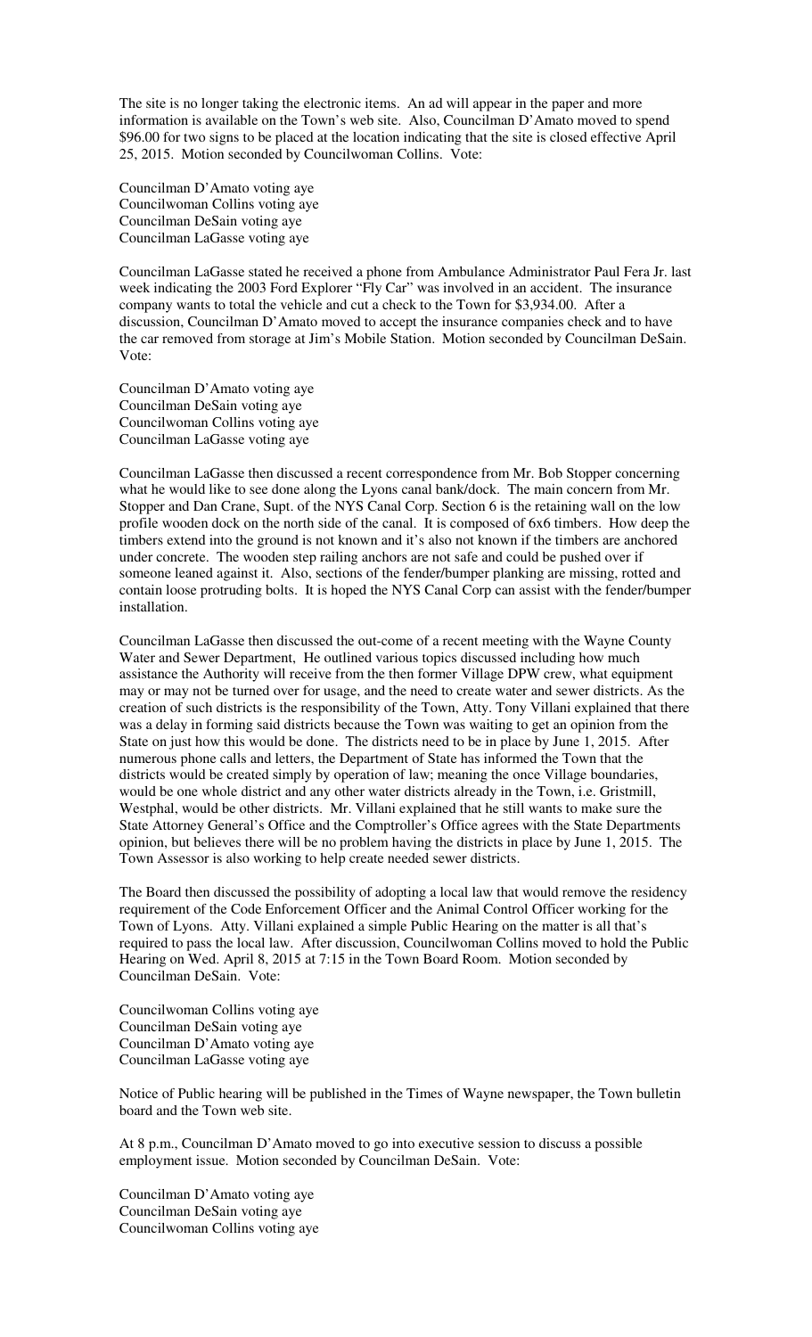The site is no longer taking the electronic items. An ad will appear in the paper and more information is available on the Town's web site. Also, Councilman D'Amato moved to spend $96.00 for two signs to be placed at the location indicating that the site is closed effective April 25, 2015. Motion seconded by Councilwoman Collins. Vote:

Councilman D'Amato voting aye
Councilwoman Collins voting aye
Councilman DeSain voting aye
Councilman LaGasse voting aye

Councilman LaGasse stated he received a phone from Ambulance Administrator Paul Fera Jr. last week indicating the 2003 Ford Explorer "Fly Car" was involved in an accident. The insurance company wants to total the vehicle and cut a check to the Town for $3,934.00. After a discussion, Councilman D'Amato moved to accept the insurance companies check and to have the car removed from storage at Jim's Mobile Station. Motion seconded by Councilman DeSain. Vote:

Councilman D'Amato voting aye
Councilman DeSain voting aye
Councilwoman Collins voting aye
Councilman LaGasse voting aye

Councilman LaGasse then discussed a recent correspondence from Mr. Bob Stopper concerning what he would like to see done along the Lyons canal bank/dock. The main concern from Mr. Stopper and Dan Crane, Supt. of the NYS Canal Corp. Section 6 is the retaining wall on the low profile wooden dock on the north side of the canal. It is composed of 6x6 timbers. How deep the timbers extend into the ground is not known and it's also not known if the timbers are anchored under concrete. The wooden step railing anchors are not safe and could be pushed over if someone leaned against it. Also, sections of the fender/bumper planking are missing, rotted and contain loose protruding bolts. It is hoped the NYS Canal Corp can assist with the fender/bumper installation.

Councilman LaGasse then discussed the out-come of a recent meeting with the Wayne County Water and Sewer Department, He outlined various topics discussed including how much assistance the Authority will receive from the then former Village DPW crew, what equipment may or may not be turned over for usage, and the need to create water and sewer districts. As the creation of such districts is the responsibility of the Town, Atty. Tony Villani explained that there was a delay in forming said districts because the Town was waiting to get an opinion from the State on just how this would be done. The districts need to be in place by June 1, 2015. After numerous phone calls and letters, the Department of State has informed the Town that the districts would be created simply by operation of law; meaning the once Village boundaries, would be one whole district and any other water districts already in the Town, i.e. Gristmill, Westphal, would be other districts. Mr. Villani explained that he still wants to make sure the State Attorney General's Office and the Comptroller's Office agrees with the State Departments opinion, but believes there will be no problem having the districts in place by June 1, 2015. The Town Assessor is also working to help create needed sewer districts.

The Board then discussed the possibility of adopting a local law that would remove the residency requirement of the Code Enforcement Officer and the Animal Control Officer working for the Town of Lyons. Atty. Villani explained a simple Public Hearing on the matter is all that's required to pass the local law. After discussion, Councilwoman Collins moved to hold the Public Hearing on Wed. April 8, 2015 at 7:15 in the Town Board Room. Motion seconded by Councilman DeSain. Vote:

Councilwoman Collins voting aye
Councilman DeSain voting aye
Councilman D'Amato voting aye
Councilman LaGasse voting aye

Notice of Public hearing will be published in the Times of Wayne newspaper, the Town bulletin board and the Town web site.

At 8 p.m., Councilman D'Amato moved to go into executive session to discuss a possible employment issue. Motion seconded by Councilman DeSain. Vote:

Councilman D'Amato voting aye
Councilman DeSain voting aye
Councilwoman Collins voting aye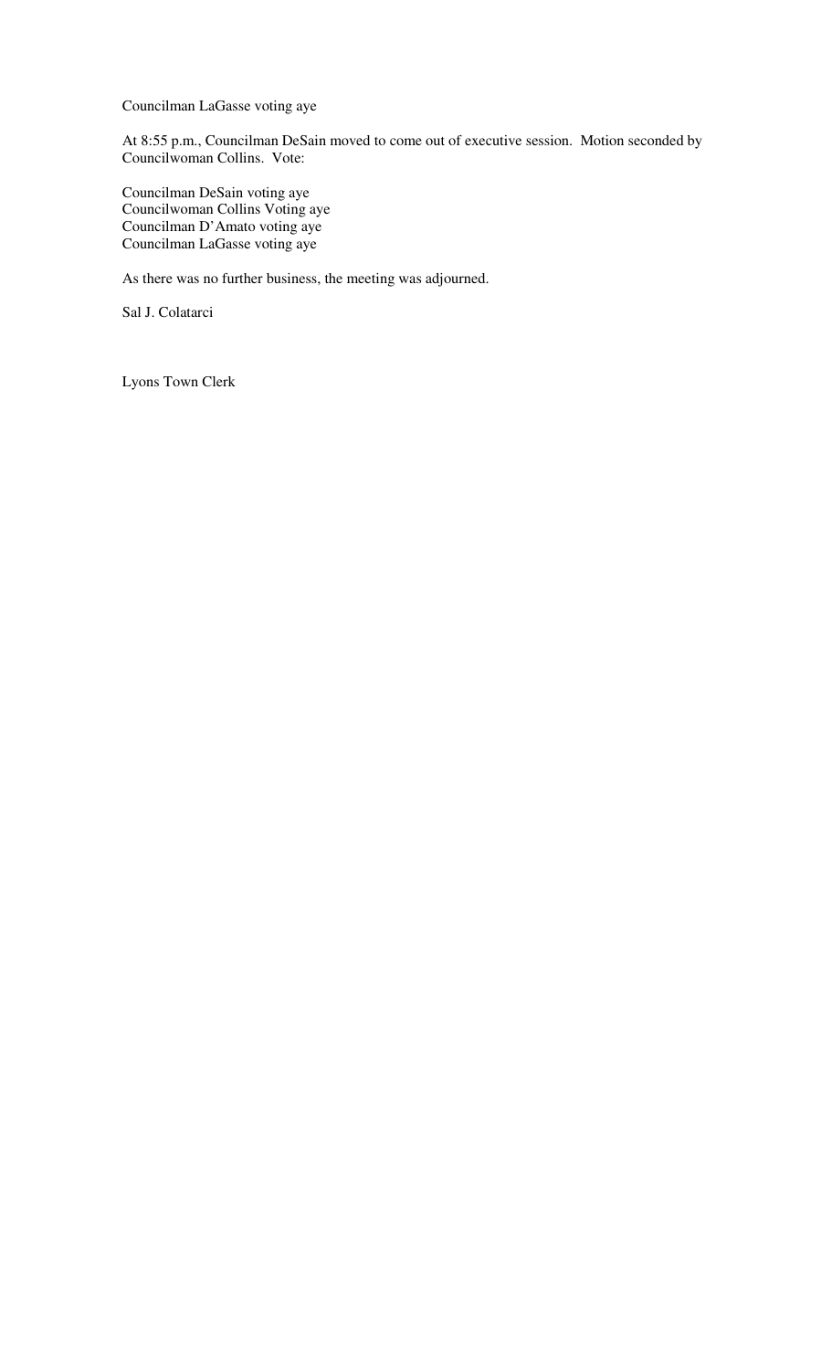Councilman LaGasse voting aye

At 8:55 p.m., Councilman DeSain moved to come out of executive session. Motion seconded by Councilwoman Collins. Vote:

Councilman DeSain voting aye
Councilwoman Collins Voting aye
Councilman D'Amato voting aye
Councilman LaGasse voting aye

As there was no further business, the meeting was adjourned.

Sal J. Colatarci

Lyons Town Clerk